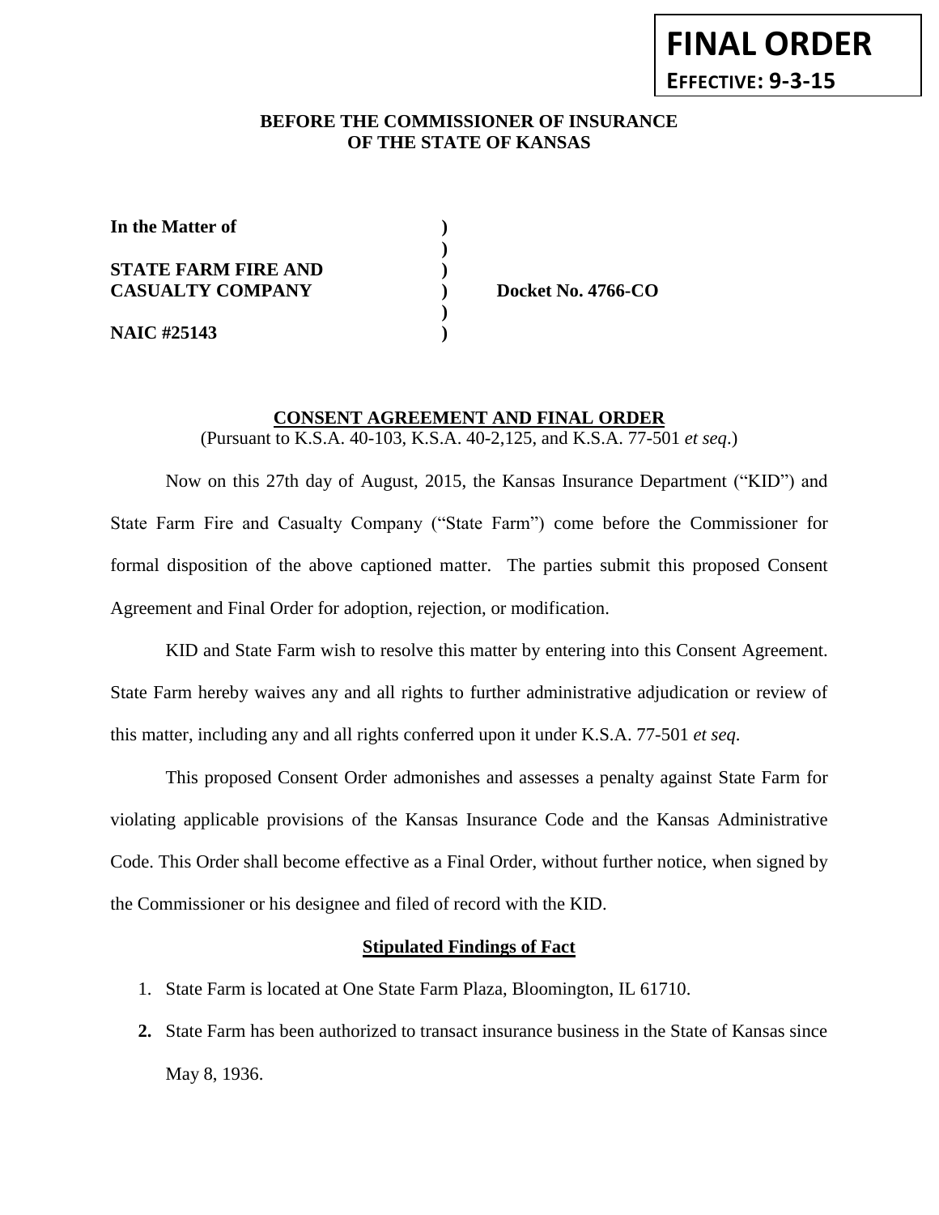**FINAL ORDER**

**EFFECTIVE: 9-3-15**

**BEFORE THE COMMISSIONER OF INSURANCE**
**OF THE STATE OF KANSAS**

| | | |
|---|---|---|
| **In the Matter of** | **)** | |
| | **)** | |
| **STATE FARM FIRE AND** | **)** | |
| **CASUALTY COMPANY** | **)** | **Docket No. 4766-CO** |
| | **)** | |
| **NAIC #25143** | **)** | |

**CONSENT AGREEMENT AND FINAL ORDER**

(Pursuant to K.S.A. 40-103, K.S.A. 40-2,125, and K.S.A. 77-501 *et seq*.)

Now on this 27th day of August, 2015, the Kansas Insurance Department ("KID") and State Farm Fire and Casualty Company ("State Farm") come before the Commissioner for formal disposition of the above captioned matter. The parties submit this proposed Consent Agreement and Final Order for adoption, rejection, or modification.

KID and State Farm wish to resolve this matter by entering into this Consent Agreement. State Farm hereby waives any and all rights to further administrative adjudication or review of this matter, including any and all rights conferred upon it under K.S.A. 77-501 *et seq.*

This proposed Consent Order admonishes and assesses a penalty against State Farm for violating applicable provisions of the Kansas Insurance Code and the Kansas Administrative Code. This Order shall become effective as a Final Order, without further notice, when signed by the Commissioner or his designee and filed of record with the KID.

**Stipulated Findings of Fact**

1. State Farm is located at One State Farm Plaza, Bloomington, IL 61710.
2. State Farm has been authorized to transact insurance business in the State of Kansas since May 8, 1936.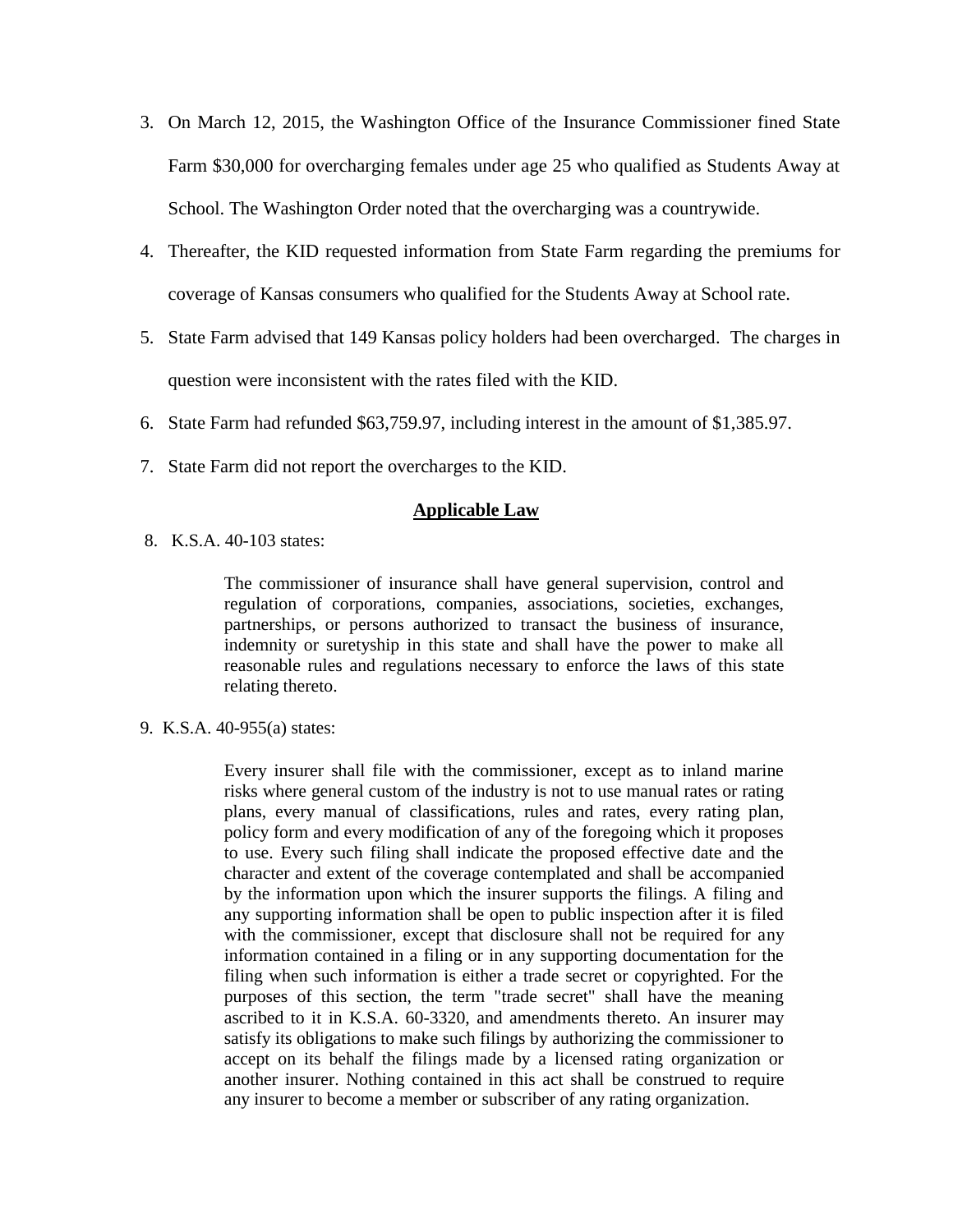3. On March 12, 2015, the Washington Office of the Insurance Commissioner fined State Farm $30,000 for overcharging females under age 25 who qualified as Students Away at School. The Washington Order noted that the overcharging was a countrywide.

4. Thereafter, the KID requested information from State Farm regarding the premiums for coverage of Kansas consumers who qualified for the Students Away at School rate.

5. State Farm advised that 149 Kansas policy holders had been overcharged. The charges in question were inconsistent with the rates filed with the KID.

6. State Farm had refunded $63,759.97, including interest in the amount of $1,385.97.

7. State Farm did not report the overcharges to the KID.

## **Applicable Law**

8. K.S.A. 40-103 states:

> The commissioner of insurance shall have general supervision, control and regulation of corporations, companies, associations, societies, exchanges, partnerships, or persons authorized to transact the business of insurance, indemnity or suretyship in this state and shall have the power to make all reasonable rules and regulations necessary to enforce the laws of this state relating thereto.

9. K.S.A. 40-955(a) states:

> Every insurer shall file with the commissioner, except as to inland marine risks where general custom of the industry is not to use manual rates or rating plans, every manual of classifications, rules and rates, every rating plan, policy form and every modification of any of the foregoing which it proposes to use. Every such filing shall indicate the proposed effective date and the character and extent of the coverage contemplated and shall be accompanied by the information upon which the insurer supports the filings. A filing and any supporting information shall be open to public inspection after it is filed with the commissioner, except that disclosure shall not be required for any information contained in a filing or in any supporting documentation for the filing when such information is either a trade secret or copyrighted. For the purposes of this section, the term "trade secret" shall have the meaning ascribed to it in K.S.A. 60-3320, and amendments thereto. An insurer may satisfy its obligations to make such filings by authorizing the commissioner to accept on its behalf the filings made by a licensed rating organization or another insurer. Nothing contained in this act shall be construed to require any insurer to become a member or subscriber of any rating organization.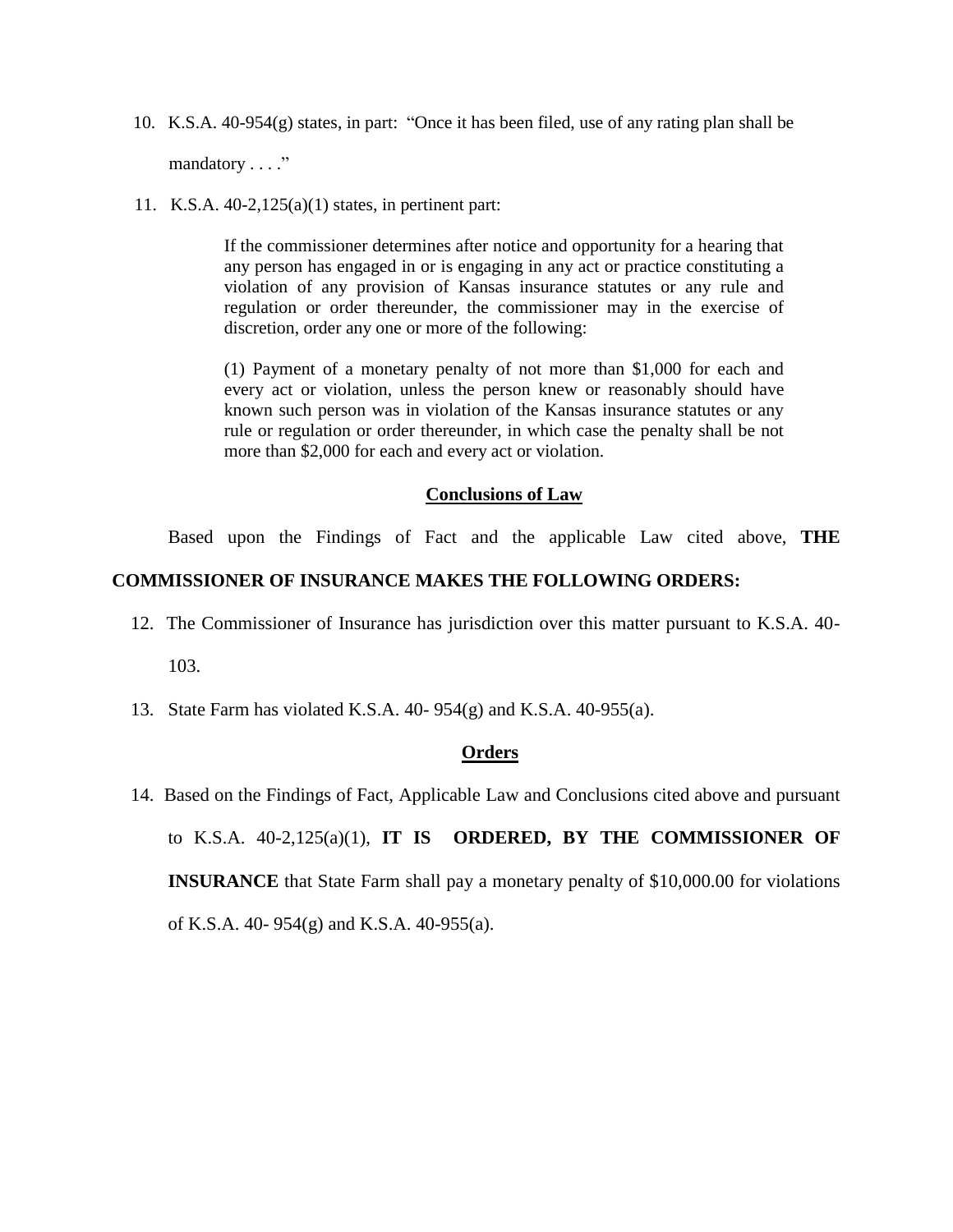10. K.S.A. 40-954(g) states, in part: "Once it has been filed, use of any rating plan shall be mandatory . . . ."

11. K.S.A. 40-2,125(a)(1) states, in pertinent part:

> If the commissioner determines after notice and opportunity for a hearing that any person has engaged in or is engaging in any act or practice constituting a violation of any provision of Kansas insurance statutes or any rule and regulation or order thereunder, the commissioner may in the exercise of discretion, order any one or more of the following:
>
> (1) Payment of a monetary penalty of not more than $1,000 for each and every act or violation, unless the person knew or reasonably should have known such person was in violation of the Kansas insurance statutes or any rule or regulation or order thereunder, in which case the penalty shall be not more than $2,000 for each and every act or violation.

## Conclusions of Law

Based upon the Findings of Fact and the applicable Law cited above, **THE COMMISSIONER OF INSURANCE MAKES THE FOLLOWING ORDERS:**

12. The Commissioner of Insurance has jurisdiction over this matter pursuant to K.S.A. 40-103.

13. State Farm has violated K.S.A. 40- 954(g) and K.S.A. 40-955(a).

## Orders

14. Based on the Findings of Fact, Applicable Law and Conclusions cited above and pursuant to K.S.A. 40-2,125(a)(1), **IT IS ORDERED, BY THE COMMISSIONER OF INSURANCE** that State Farm shall pay a monetary penalty of $10,000.00 for violations of K.S.A. 40- 954(g) and K.S.A. 40-955(a).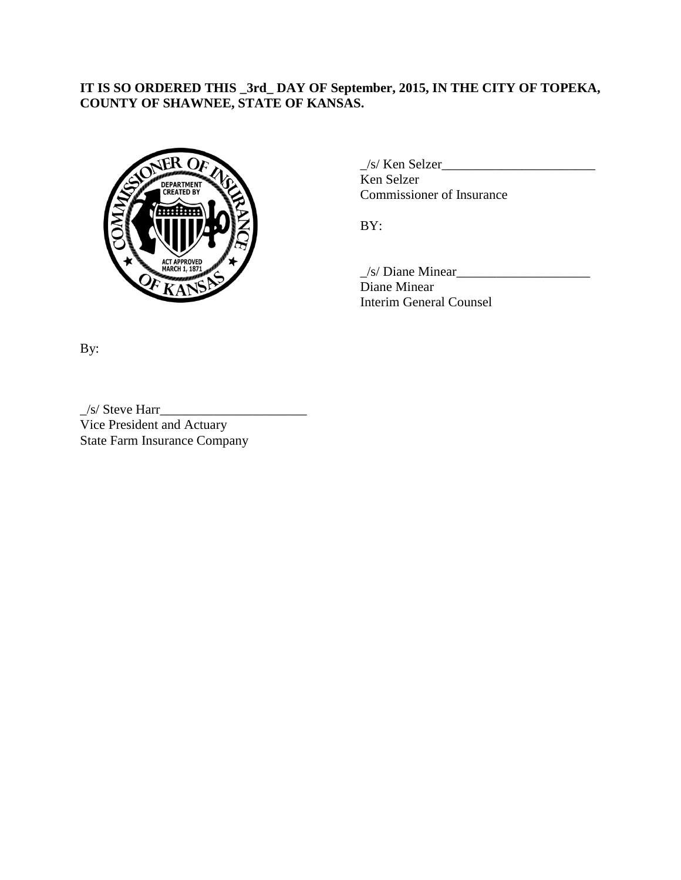**IT IS SO ORDERED THIS _3rd_ DAY OF September, 2015, IN THE CITY OF TOPEKA, COUNTY OF SHAWNEE, STATE OF KANSAS.**

_/s/ Ken Selzer_______________________
Ken Selzer
Commissioner of Insurance

BY:

_/s/ Diane Minear____________________
Diane Minear
Interim General Counsel

By:

_/s/ Steve Harr______________________
Vice President and Actuary
State Farm Insurance Company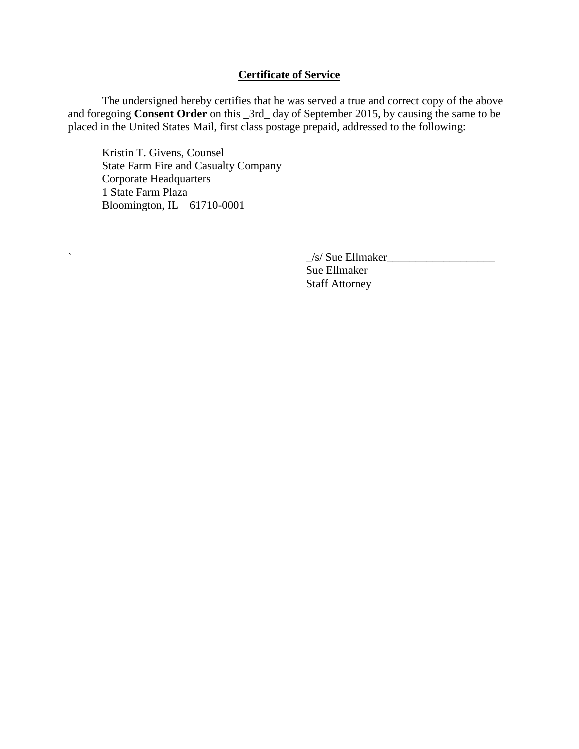**<u>Certificate of Service</u>**

The undersigned hereby certifies that he was served a true and correct copy of the above and foregoing **Consent Order** on this _3rd_ day of September 2015, by causing the same to be placed in the United States Mail, first class postage prepaid, addressed to the following:

Kristin T. Givens, Counsel
State Farm Fire and Casualty Company
Corporate Headquarters
1 State Farm Plaza
Bloomington, IL 61710-0001

`

_/s/ Sue Ellmaker___________________
Sue Ellmaker
Staff Attorney